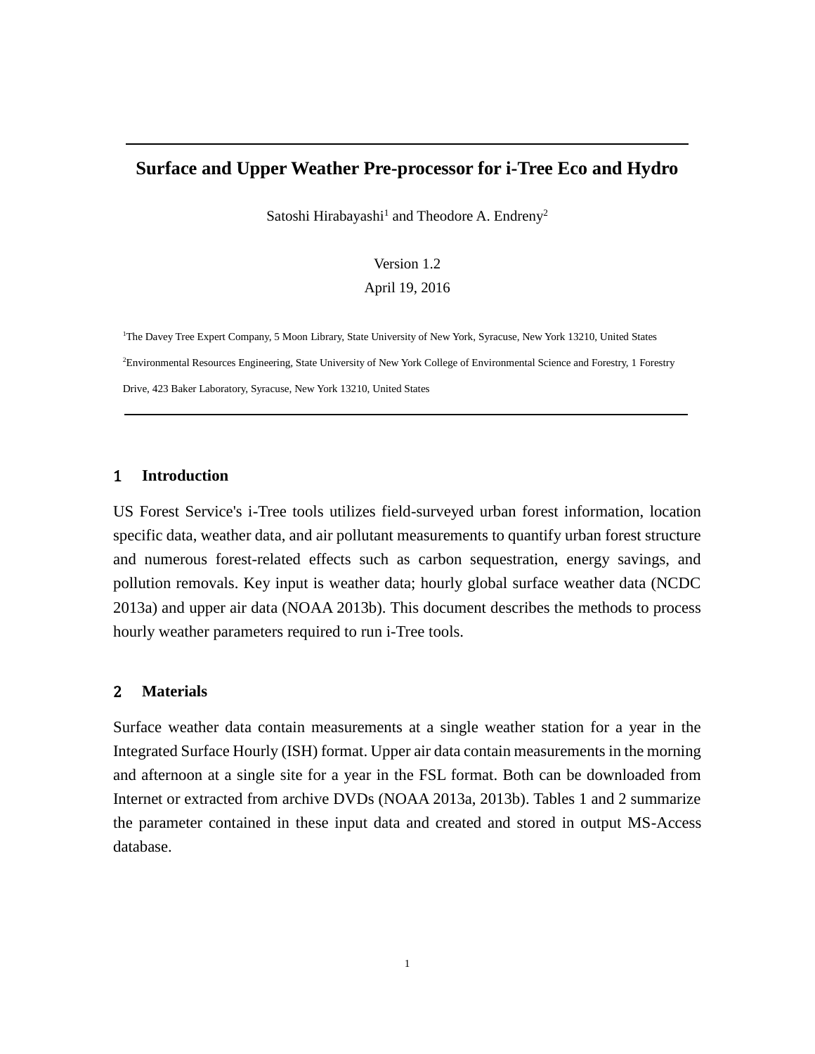# Surface and Upper Weather Pre-processor for i-Tree Eco and Hydro

Satoshi Hirabayashi[1] and Theodore A. Endreny[2]

Version 1.2

April 19, 2016

[1]The Davey Tree Expert Company, 5 Moon Library, State University of New York, Syracuse, New York 13210, United States

[2]Environmental Resources Engineering, State University of New York College of Environmental Science and Forestry, 1 Forestry Drive, 423 Baker Laboratory, Syracuse, New York 13210, United States

## 1 Introduction

US Forest Service's i-Tree tools utilizes field-surveyed urban forest information, location specific data, weather data, and air pollutant measurements to quantify urban forest structure and numerous forest-related effects such as carbon sequestration, energy savings, and pollution removals. Key input is weather data; hourly global surface weather data (NCDC 2013a) and upper air data (NOAA 2013b). This document describes the methods to process hourly weather parameters required to run i-Tree tools.

## 2 Materials

Surface weather data contain measurements at a single weather station for a year in the Integrated Surface Hourly (ISH) format. Upper air data contain measurements in the morning and afternoon at a single site for a year in the FSL format. Both can be downloaded from Internet or extracted from archive DVDs (NOAA 2013a, 2013b). Tables 1 and 2 summarize the parameter contained in these input data and created and stored in output MS-Access database.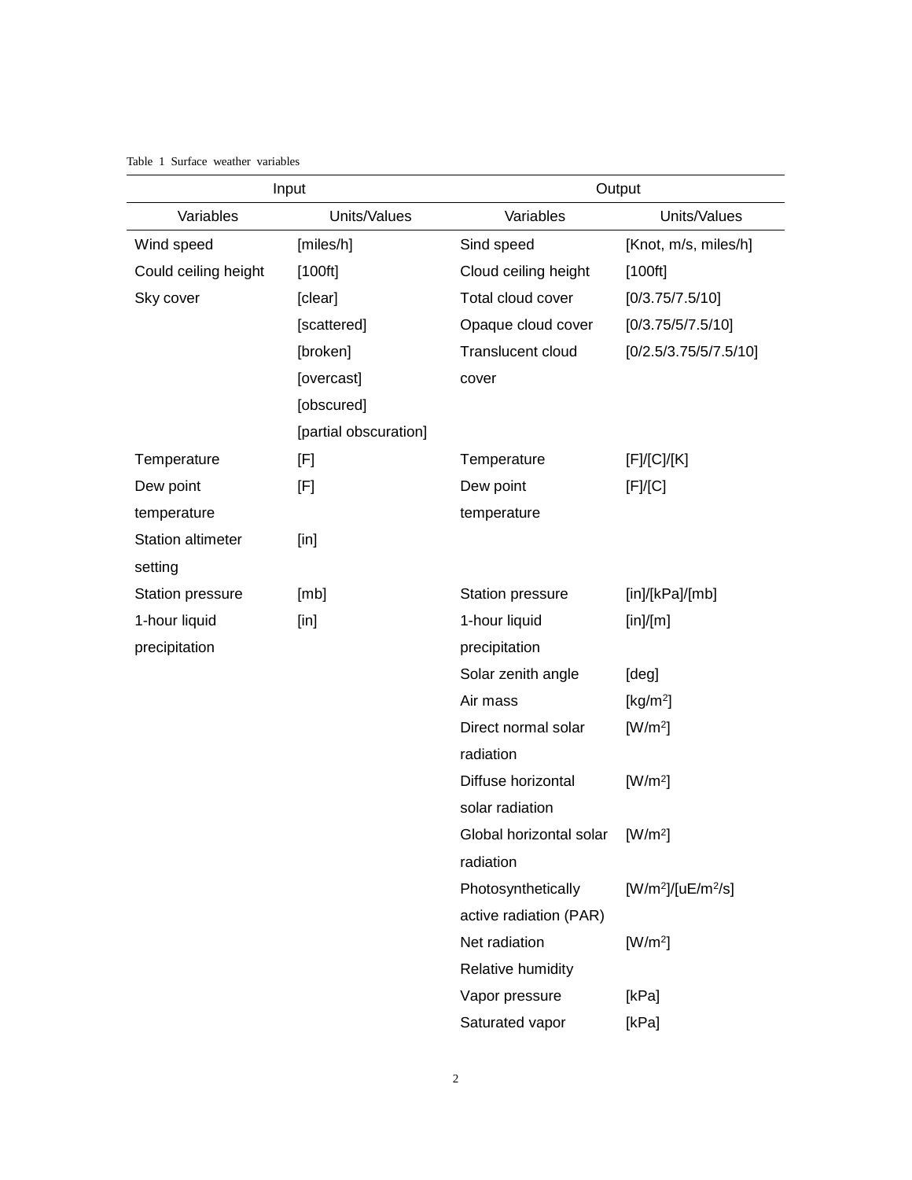Table 1 Surface weather variables

| Input | | Output | |
|---|---|---|---|
| Variables | Units/Values | Variables | Units/Values |
| Wind speed | [miles/h] | Sind speed | [Knot, m/s, miles/h] |
| Could ceiling height | [100ft] | Cloud ceiling height | [100ft] |
| Sky cover | [clear] [scattered] [broken] [overcast] [obscured] [partial obscuration] | Total cloud cover | [0/3.75/7.5/10] |
| | | Opaque cloud cover | [0/3.75/5/7.5/10] |
| | | Translucent cloud cover | [0/2.5/3.75/5/7.5/10] |
| Temperature | [F] | Temperature | [F]/[C]/[K] |
| Dew point temperature | [F] | Dew point temperature | [F]/[C] |
| Station altimeter setting | [in] | | |
| Station pressure | [mb] | Station pressure | [in]/[kPa]/[mb] |
| 1-hour liquid precipitation | [in] | 1-hour liquid precipitation | [in]/[m] |
| | | Solar zenith angle | [deg] |
| | | Air mass | [kg/m$^2$] |
| | | Direct normal solar radiation | [W/m$^2$] |
| | | Diffuse horizontal solar radiation | [W/m$^2$] |
| | | Global horizontal solar radiation | [W/m$^2$] |
| | | Photosynthetically active radiation (PAR) | [W/m$^2$]/[uE/m$^2$/s] |
| | | Net radiation | [W/m$^2$] |
| | | Relative humidity | |
| | | Vapor pressure | [kPa] |
| | | Saturated vapor | [kPa] |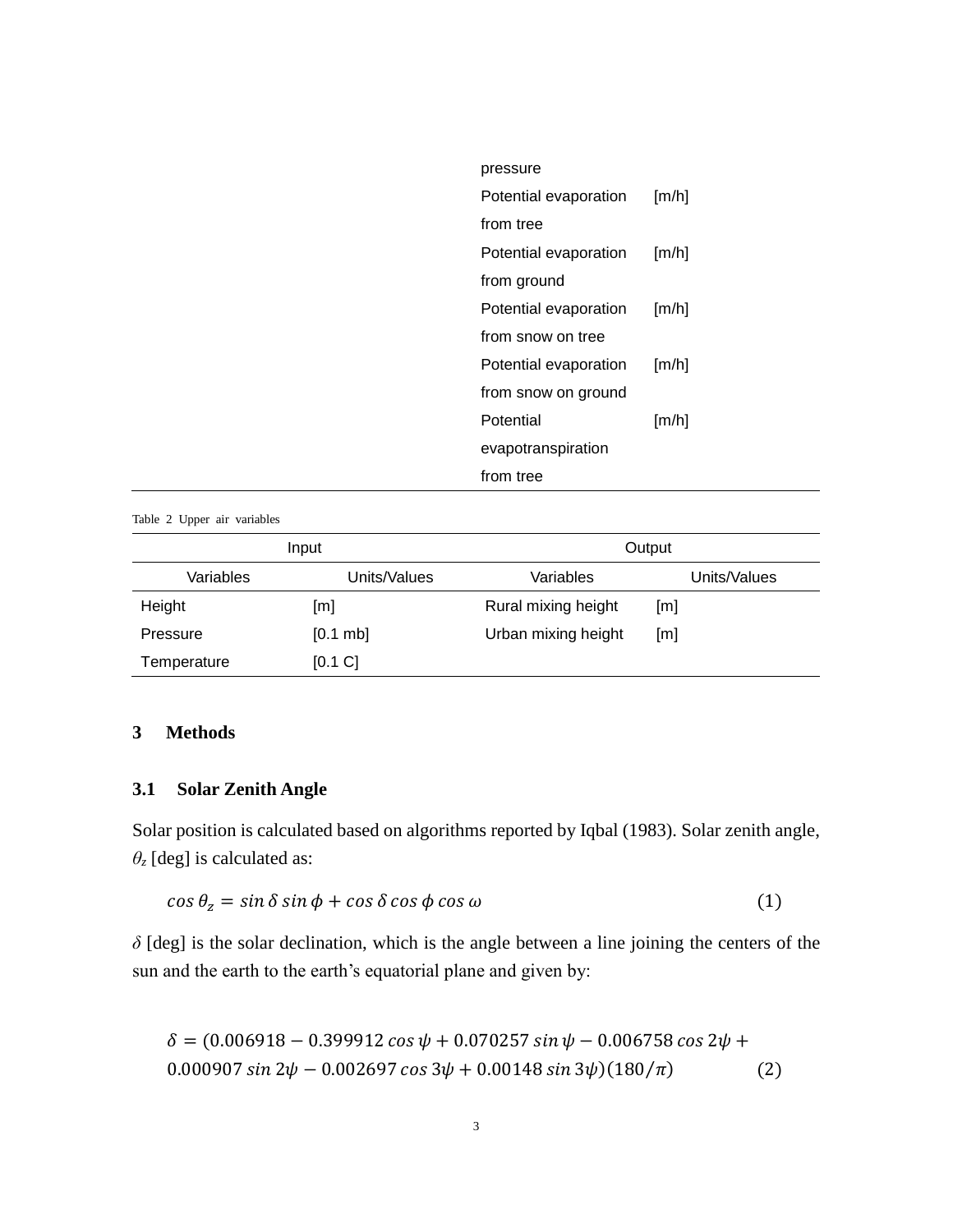| | | | |
|---|---|---|---|
| | | pressure | |
| | | Potential evaporation from tree | [m/h] |
| | | Potential evaporation from ground | [m/h] |
| | | Potential evaporation from snow on tree | [m/h] |
| | | Potential evaporation from snow on ground | [m/h] |
| | | Potential evapotranspiration from tree | [m/h] |

Table 2 Upper air variables

| Input | | Output | |
|---|---|---|---|
| Variables | Units/Values | Variables | Units/Values |
| Height | [m] | Rural mixing height | [m] |
| Pressure | [0.1 mb] | Urban mixing height | [m] |
| Temperature | [0.1 C] | | |

# 3 Methods

## 3.1 Solar Zenith Angle

Solar position is calculated based on algorithms reported by Iqbal (1983). Solar zenith angle, $\theta_z$ [deg] is calculated as:

$$\cos\theta_z = \sin\delta \sin\phi + \cos\delta \cos\phi \cos\omega \tag{1}$$

$\delta$ [deg] is the solar declination, which is the angle between a line joining the centers of the sun and the earth to the earth's equatorial plane and given by:

$$\delta = (0.006918 - 0.399912 \cos\psi + 0.070257 \sin\psi - 0.006758 \cos 2\psi + 0.000907 \sin 2\psi - 0.002697 \cos 3\psi + 0.00148 \sin 3\psi)(180/\pi) \tag{2}$$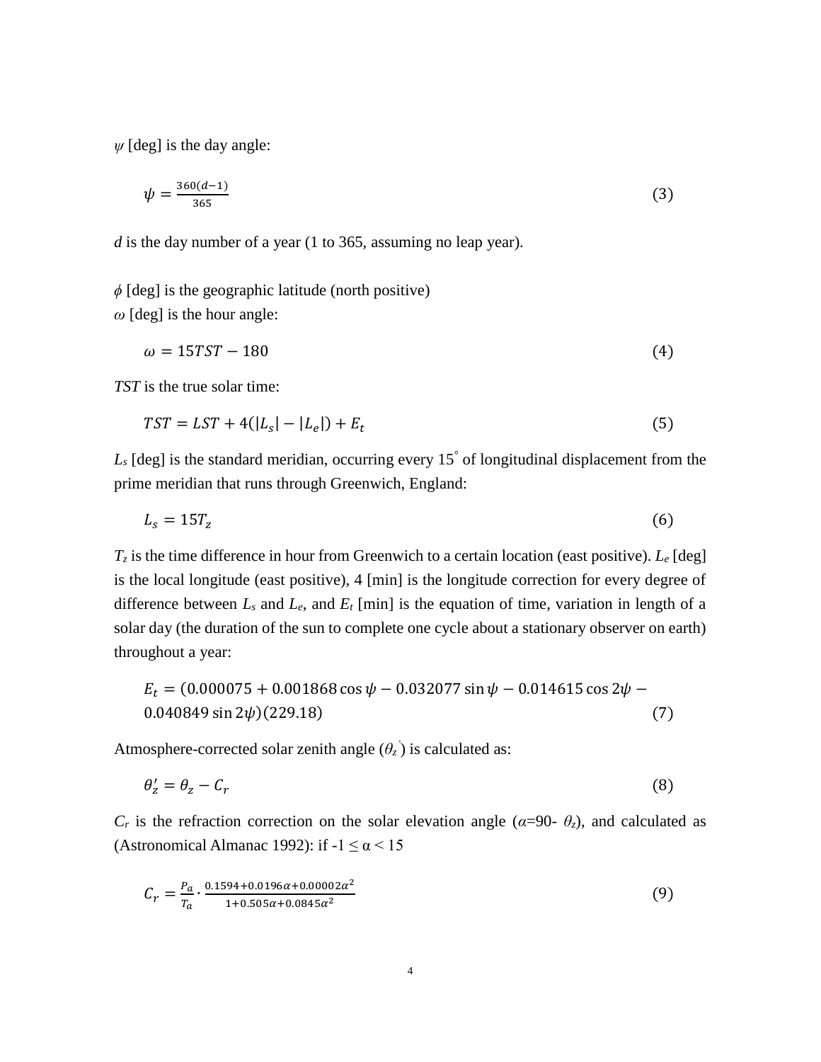$\psi$ [deg] is the day angle:

$$\psi = \frac{360(d-1)}{365} \tag{3}$$

$d$ is the day number of a year (1 to 365, assuming no leap year).

$\phi$ [deg] is the geographic latitude (north positive)
$\omega$ [deg] is the hour angle:

$$\omega = 15TST - 180 \tag{4}$$

$TST$ is the true solar time:

$$TST = LST + 4(|L_s| - |L_e|) + E_t \tag{5}$$

$L_s$ [deg] is the standard meridian, occurring every 15° of longitudinal displacement from the prime meridian that runs through Greenwich, England:

$$L_s = 15T_z \tag{6}$$

$T_z$ is the time difference in hour from Greenwich to a certain location (east positive). $L_e$ [deg] is the local longitude (east positive), 4 [min] is the longitude correction for every degree of difference between $L_s$ and $L_e$, and $E_t$ [min] is the equation of time, variation in length of a solar day (the duration of the sun to complete one cycle about a stationary observer on earth) throughout a year:

$$E_t = (0.000075 + 0.001868\cos\psi - 0.032077\sin\psi - 0.014615\cos 2\psi - 0.040849\sin 2\psi)(229.18) \tag{7}$$

Atmosphere-corrected solar zenith angle ($\theta_z'$) is calculated as:

$$\theta_z' = \theta_z - C_r \tag{8}$$

$C_r$ is the refraction correction on the solar elevation angle ($\alpha$=90- $\theta_z$), and calculated as (Astronomical Almanac 1992): if $-1 \leq \alpha < 15$

$$C_r = \frac{P_a}{T_a} \cdot \frac{0.1594 + 0.0196\alpha + 0.00002\alpha^2}{1 + 0.505\alpha + 0.0845\alpha^2} \tag{9}$$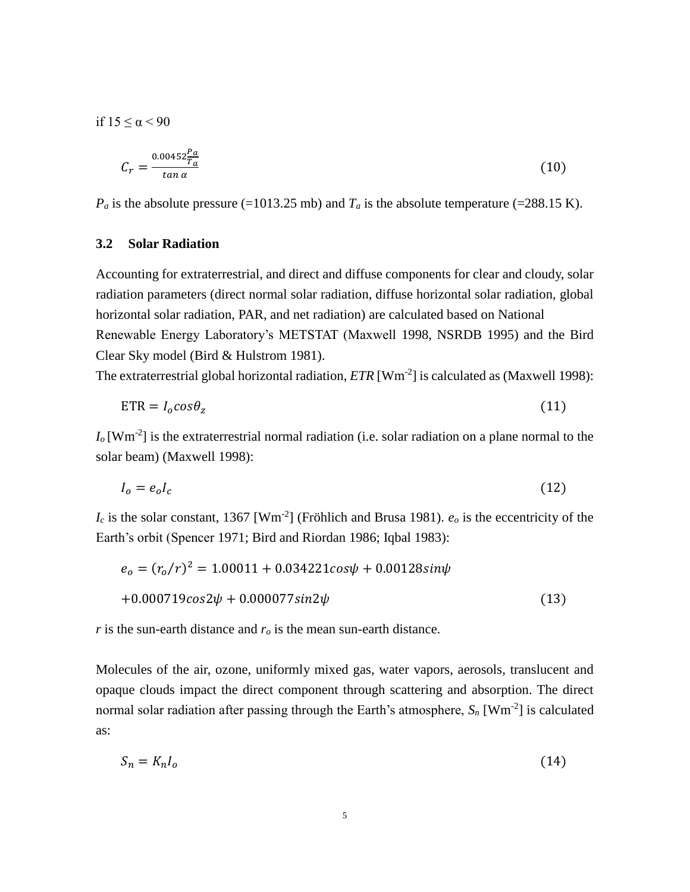if 15 ≤ α < 90

$$C_r = \frac{0.00452\frac{P_a}{T_a}}{\tan\alpha} \tag{10}$$

$P_a$ is the absolute pressure (=1013.25 mb) and $T_a$ is the absolute temperature (=288.15 K).

### 3.2 Solar Radiation

Accounting for extraterrestrial, and direct and diffuse components for clear and cloudy, solar radiation parameters (direct normal solar radiation, diffuse horizontal solar radiation, global horizontal solar radiation, PAR, and net radiation) are calculated based on National Renewable Energy Laboratory's METSTAT (Maxwell 1998, NSRDB 1995) and the Bird Clear Sky model (Bird & Hulstrom 1981).

The extraterrestrial global horizontal radiation, *ETR* [$Wm^{-2}$] is calculated as (Maxwell 1998):

$$\text{ETR} = I_o cos\theta_z \tag{11}$$

$I_o$ [$Wm^{-2}$] is the extraterrestrial normal radiation (i.e. solar radiation on a plane normal to the solar beam) (Maxwell 1998):

$$I_o = e_o I_c \tag{12}$$

$I_c$ is the solar constant, 1367 [$Wm^{-2}$] (Fröhlich and Brusa 1981). $e_o$ is the eccentricity of the Earth's orbit (Spencer 1971; Bird and Riordan 1986; Iqbal 1983):

$$e_o = (r_o/r)^2 = 1.00011 + 0.034221cos\psi + 0.00128sin\psi$$
$$+0.000719cos2\psi + 0.000077sin2\psi \tag{13}$$

$r$ is the sun-earth distance and $r_o$ is the mean sun-earth distance.

Molecules of the air, ozone, uniformly mixed gas, water vapors, aerosols, translucent and opaque clouds impact the direct component through scattering and absorption. The direct normal solar radiation after passing through the Earth's atmosphere, $S_n$ [$Wm^{-2}$] is calculated as:

$$S_n = K_n I_o \tag{14}$$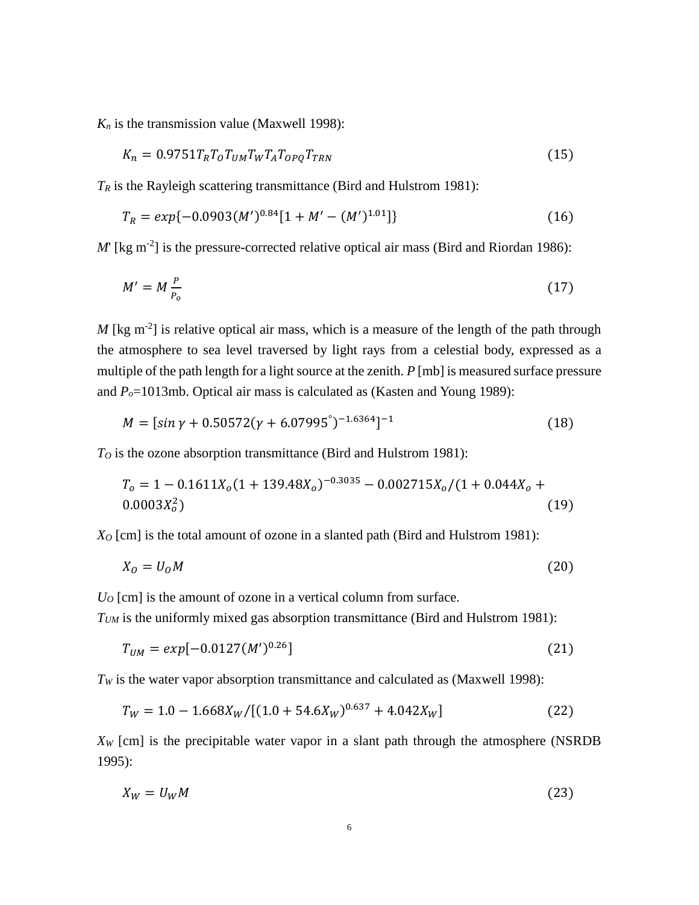$K_n$ is the transmission value (Maxwell 1998):

$$K_n = 0.9751 T_R T_O T_{UM} T_W T_A T_{OPQ} T_{TRN} \tag{15}$$

$T_R$ is the Rayleigh scattering transmittance (Bird and Hulstrom 1981):

$$T_R = exp\{-0.0903(M')^{0.84}[1 + M' - (M')^{1.01}]\} \tag{16}$$

$M'$ [kg m$^{-2}$] is the pressure-corrected relative optical air mass (Bird and Riordan 1986):

$$M' = M \frac{P}{P_o} \tag{17}$$

$M$ [kg m$^{-2}$] is relative optical air mass, which is a measure of the length of the path through the atmosphere to sea level traversed by light rays from a celestial body, expressed as a multiple of the path length for a light source at the zenith. $P$ [mb] is measured surface pressure and $P_o$=1013mb. Optical air mass is calculated as (Kasten and Young 1989):

$$M = [sin\, \gamma + 0.50572(\gamma + 6.07995^{\circ})^{-1.6364}]^{-1} \tag{18}$$

$T_O$ is the ozone absorption transmittance (Bird and Hulstrom 1981):

$$T_o = 1 - 0.1611 X_o (1 + 139.48 X_o)^{-0.3035} - 0.002715 X_o / (1 + 0.044 X_o + 0.0003 X_o^2) \tag{19}$$

$X_O$ [cm] is the total amount of ozone in a slanted path (Bird and Hulstrom 1981):

$$X_O = U_O M \tag{20}$$

$U_O$ [cm] is the amount of ozone in a vertical column from surface.
$T_{UM}$ is the uniformly mixed gas absorption transmittance (Bird and Hulstrom 1981):

$$T_{UM} = exp[-0.0127(M')^{0.26}] \tag{21}$$

$T_W$ is the water vapor absorption transmittance and calculated as (Maxwell 1998):

$$T_W = 1.0 - 1.668 X_W / [(1.0 + 54.6 X_W)^{0.637} + 4.042 X_W] \tag{22}$$

$X_W$ [cm] is the precipitable water vapor in a slant path through the atmosphere (NSRDB 1995):

$$X_W = U_W M \tag{23}$$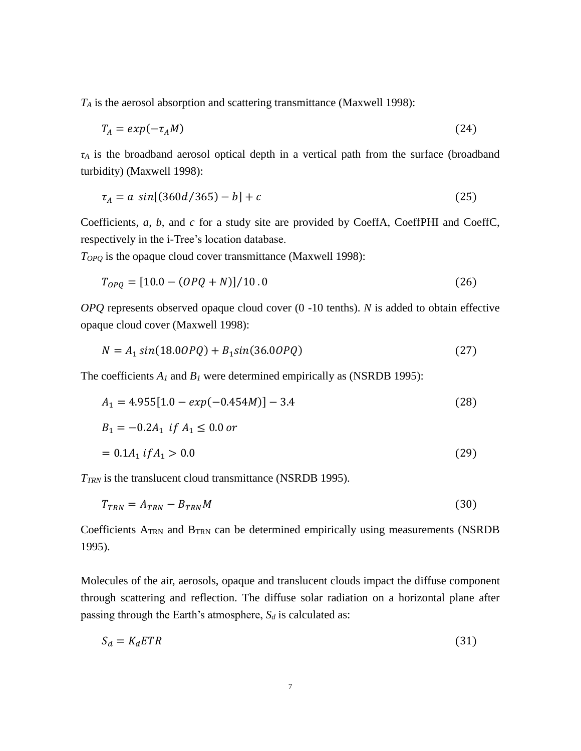$T_A$ is the aerosol absorption and scattering transmittance (Maxwell 1998):

$$T_A = exp(-\tau_A M) \tag{24}$$

$\tau_A$ is the broadband aerosol optical depth in a vertical path from the surface (broadband turbidity) (Maxwell 1998):

$$\tau_A = a\ sin[(360d/365) - b] + c \tag{25}$$

Coefficients, *a*, *b*, and *c* for a study site are provided by CoeffA, CoeffPHI and CoeffC, respectively in the i-Tree's location database.

$T_{OPQ}$ is the opaque cloud cover transmittance (Maxwell 1998):

$$T_{OPQ} = [10.0 - (OPQ + N)]/10.0 \tag{26}$$

*OPQ* represents observed opaque cloud cover (0 -10 tenths). *N* is added to obtain effective opaque cloud cover (Maxwell 1998):

$$N = A_1\, sin(18.0OPQ) + B_1 sin(36.0OPQ) \tag{27}$$

The coefficients $A_1$ and $B_1$ were determined empirically as (NSRDB 1995):

$$A_1 = 4.955[1.0 - exp(-0.454M)] - 3.4 \tag{28}$$

$$B_1 = -0.2A_1\ \ if\ A_1 \leq 0.0\ or$$

$$= 0.1A_1\ if A_1 > 0.0 \tag{29}$$

$T_{TRN}$ is the translucent cloud transmittance (NSRDB 1995).

$$T_{TRN} = A_{TRN} - B_{TRN} M \tag{30}$$

Coefficients $A_{TRN}$ and $B_{TRN}$ can be determined empirically using measurements (NSRDB 1995).

Molecules of the air, aerosols, opaque and translucent clouds impact the diffuse component through scattering and reflection. The diffuse solar radiation on a horizontal plane after passing through the Earth's atmosphere, $S_d$ is calculated as:

$$S_d = K_d ETR \tag{31}$$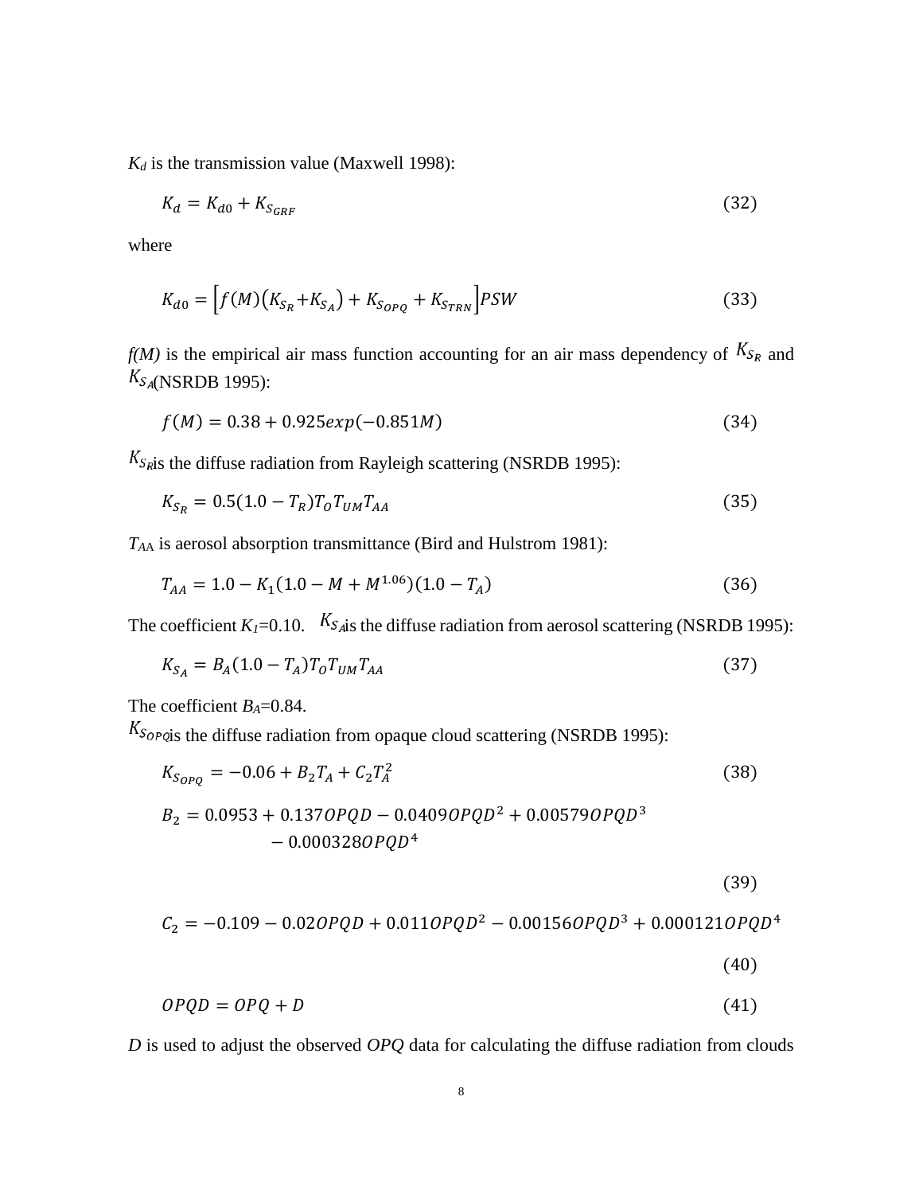$K_d$ is the transmission value (Maxwell 1998):

$$K_d = K_{d0} + K_{S_{GRF}} \tag{32}$$

where

$$K_{d0} = \left[f(M)\left(K_{S_R} + K_{S_A}\right) + K_{S_{OPQ}} + K_{S_{TRN}}\right]PSW \tag{33}$$

$f(M)$ is the empirical air mass function accounting for an air mass dependency of $K_{S_R}$ and $K_{S_A}$ (NSRDB 1995):

$$f(M) = 0.38 + 0.925exp(-0.851M) \tag{34}$$

$K_{S_R}$ is the diffuse radiation from Rayleigh scattering (NSRDB 1995):

$$K_{S_R} = 0.5(1.0 - T_R)T_O T_{UM} T_{AA} \tag{35}$$

$T_{AA}$ is aerosol absorption transmittance (Bird and Hulstrom 1981):

$$T_{AA} = 1.0 - K_1(1.0 - M + M^{1.06})(1.0 - T_A) \tag{36}$$

The coefficient $K_1$=0.10. $K_{S_A}$ is the diffuse radiation from aerosol scattering (NSRDB 1995):

$$K_{S_A} = B_A(1.0 - T_A)T_O T_{UM} T_{AA} \tag{37}$$

The coefficient $B_A$=0.84.

$K_{S_{OPQ}}$ is the diffuse radiation from opaque cloud scattering (NSRDB 1995):

$$K_{S_{OPQ}} = -0.06 + B_2 T_A + C_2 T_A^2 \tag{38}$$

$$B_2 = 0.0953 + 0.137OPQD - 0.0409OPQD^2 + 0.00579OPQD^3 - 0.000328OPQD^4 \tag{39}$$

$$C_2 = -0.109 - 0.02OPQD + 0.011OPQD^2 - 0.00156OPQD^3 + 0.000121OPQD^4 \tag{40}$$

$$OPQD = OPQ + D \tag{41}$$

$D$ is used to adjust the observed $OPQ$ data for calculating the diffuse radiation from clouds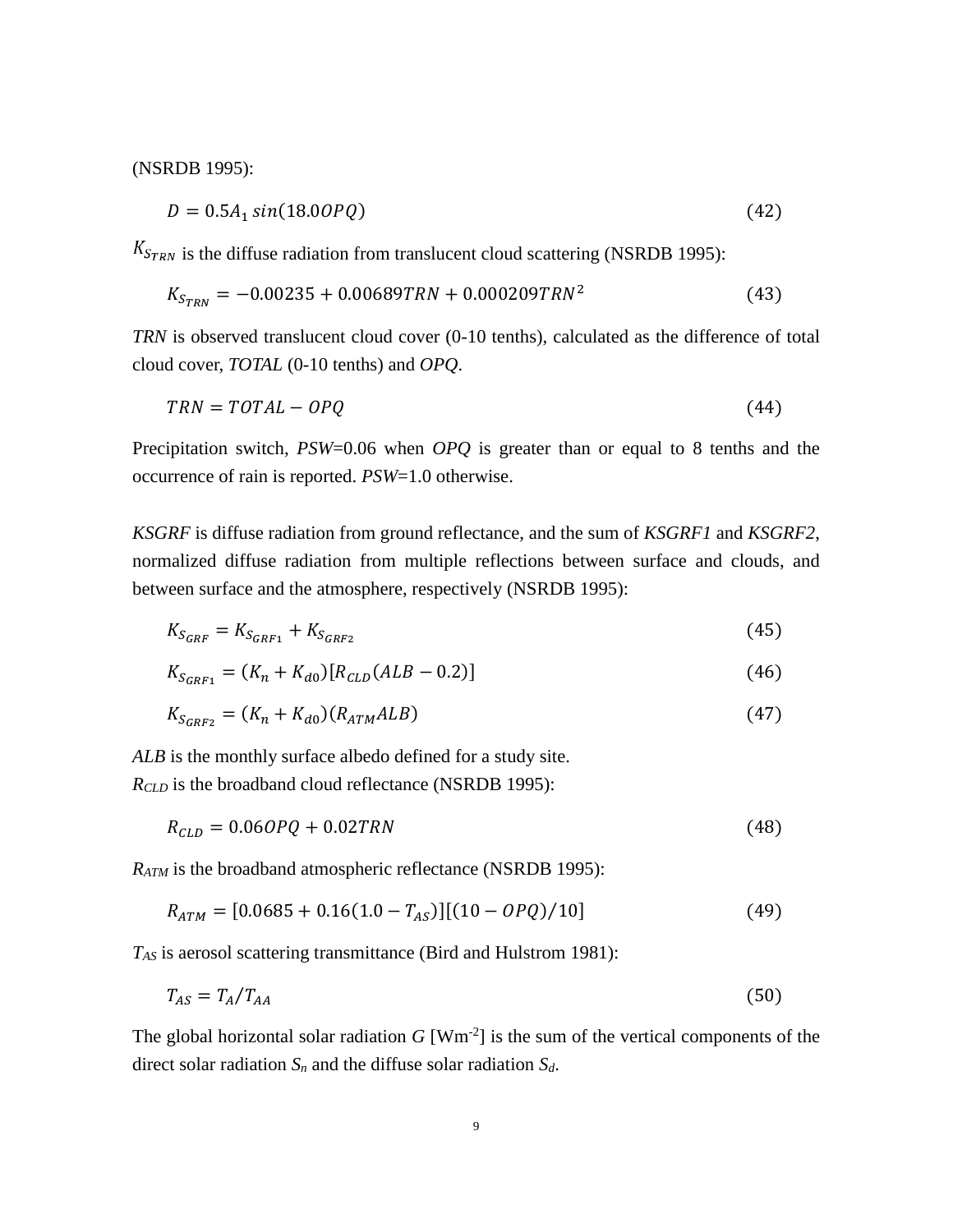(NSRDB 1995):

$$D = 0.5A_1 \sin(18.0OPQ) \tag{42}$$

$K_{S_{TRN}}$ is the diffuse radiation from translucent cloud scattering (NSRDB 1995):

$$K_{S_{TRN}} = -0.00235 + 0.00689TRN + 0.000209TRN^2 \tag{43}$$

*TRN* is observed translucent cloud cover (0-10 tenths), calculated as the difference of total cloud cover, *TOTAL* (0-10 tenths) and *OPQ*.

$$TRN = TOTAL - OPQ \tag{44}$$

Precipitation switch, *PSW*=0.06 when *OPQ* is greater than or equal to 8 tenths and the occurrence of rain is reported. *PSW*=1.0 otherwise.

*KSGRF* is diffuse radiation from ground reflectance, and the sum of *KSGRF1* and *KSGRF2*, normalized diffuse radiation from multiple reflections between surface and clouds, and between surface and the atmosphere, respectively (NSRDB 1995):

$$K_{S_{GRF}} = K_{S_{GRF1}} + K_{S_{GRF2}} \tag{45}$$

$$K_{S_{GRF1}} = (K_n + K_{d0})[R_{CLD}(ALB - 0.2)] \tag{46}$$

$$K_{S_{GRF2}} = (K_n + K_{d0})(R_{ATM}ALB) \tag{47}$$

*ALB* is the monthly surface albedo defined for a study site.
$R_{CLD}$ is the broadband cloud reflectance (NSRDB 1995):

$$R_{CLD} = 0.06OPQ + 0.02TRN \tag{48}$$

$R_{ATM}$ is the broadband atmospheric reflectance (NSRDB 1995):

$$R_{ATM} = [0.0685 + 0.16(1.0 - T_{AS})][(10 - OPQ)/10] \tag{49}$$

$T_{AS}$ is aerosol scattering transmittance (Bird and Hulstrom 1981):

$$T_{AS} = T_A/T_{AA} \tag{50}$$

The global horizontal solar radiation *G* [$\mathrm{Wm^{-2}}$] is the sum of the vertical components of the direct solar radiation $S_n$ and the diffuse solar radiation $S_d$.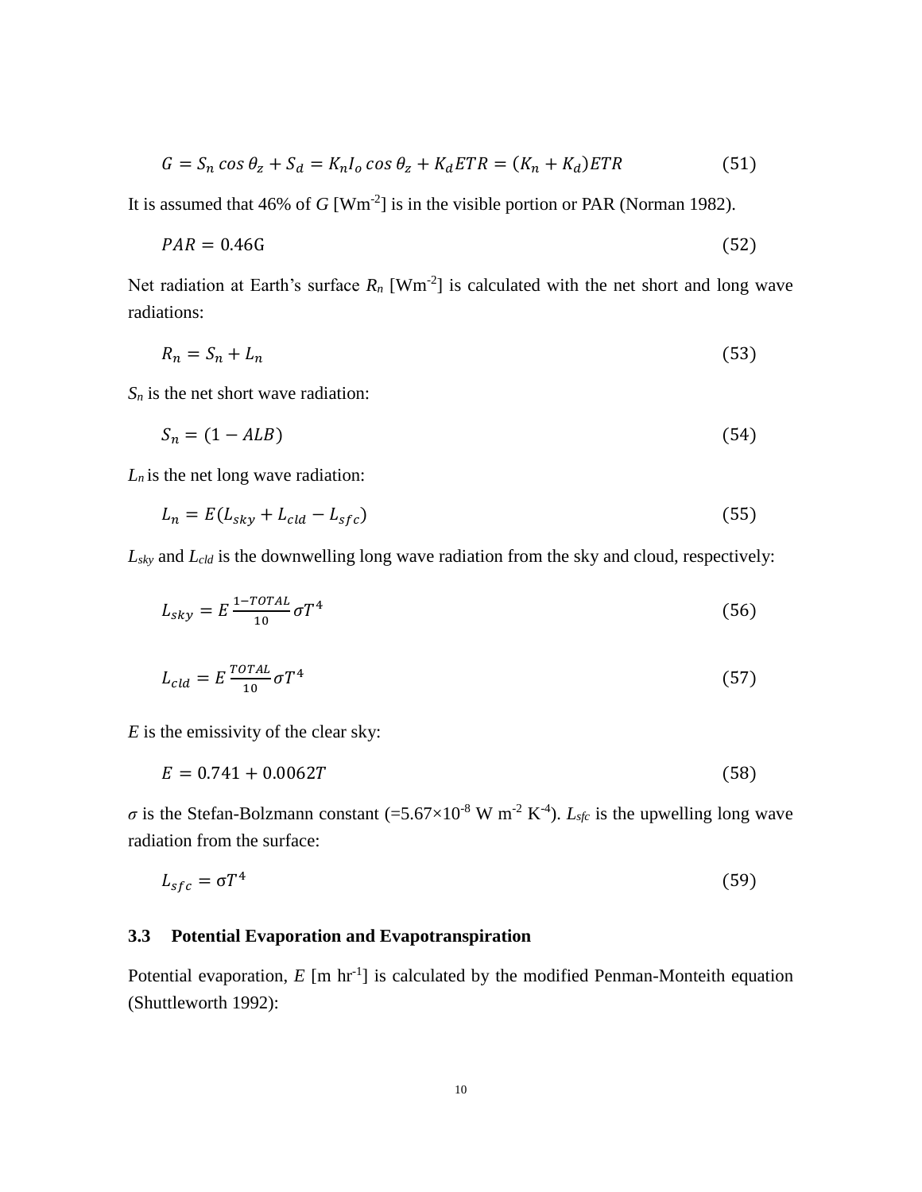$$G = S_n \cos\theta_z + S_d = K_n I_o \cos\theta_z + K_d ETR = (K_n + K_d)ETR \quad (51)$$

It is assumed that 46% of $G$ [$Wm^{-2}$] is in the visible portion or PAR (Norman 1982).

$$PAR = 0.46\text{G} \quad (52)$$

Net radiation at Earth's surface $R_n$ [$Wm^{-2}$] is calculated with the net short and long wave radiations:

$$R_n = S_n + L_n \quad (53)$$

$S_n$ is the net short wave radiation:

$$S_n = (1 - ALB) \quad (54)$$

$L_n$ is the net long wave radiation:

$$L_n = E(L_{sky} + L_{cld} - L_{sfc}) \quad (55)$$

$L_{sky}$ and $L_{cld}$ is the downwelling long wave radiation from the sky and cloud, respectively:

$$L_{sky} = E\frac{1 - TOTAL}{10}\sigma T^4 \quad (56)$$

$$L_{cld} = E\frac{TOTAL}{10}\sigma T^4 \quad (57)$$

$E$ is the emissivity of the clear sky:

$$E = 0.741 + 0.0062T \quad (58)$$

$\sigma$ is the Stefan-Bolzmann constant (=$5.67\times10^{-8}$ W $m^{-2}$ $K^{-4}$). $L_{sfc}$ is the upwelling long wave radiation from the surface:

$$L_{sfc} = \sigma T^4 \quad (59)$$

### 3.3 Potential Evaporation and Evapotranspiration

Potential evaporation, $E$ [m $hr^{-1}$] is calculated by the modified Penman-Monteith equation (Shuttleworth 1992):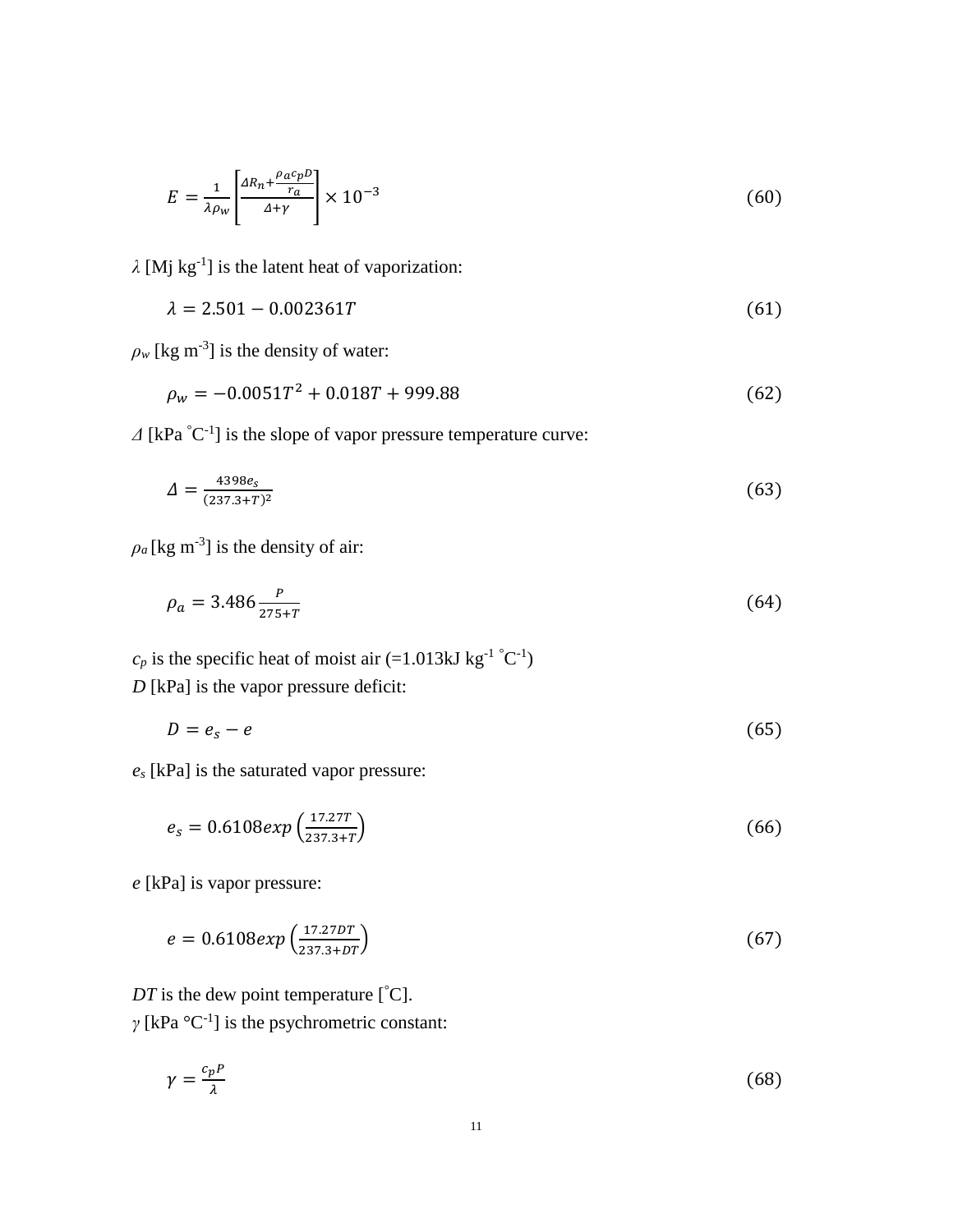$$E = \frac{1}{\lambda \rho_w} \left[ \frac{\Delta R_n + \frac{\rho_a c_p D}{r_a}}{\Delta + \gamma} \right] \times 10^{-3} \tag{60}$$

$\lambda$ [Mj kg$^{-1}$] is the latent heat of vaporization:

$$\lambda = 2.501 - 0.002361T \tag{61}$$

$\rho_w$ [kg m$^{-3}$] is the density of water:

$$\rho_w = -0.0051T^2 + 0.018T + 999.88 \tag{62}$$

$\Delta$ [kPa $^{\circ}$C$^{-1}$] is the slope of vapor pressure temperature curve:

$$\Delta = \frac{4398 e_s}{(237.3+T)^2} \tag{63}$$

$\rho_a$ [kg m$^{-3}$] is the density of air:

$$\rho_a = 3.486 \frac{P}{275+T} \tag{64}$$

$c_p$ is the specific heat of moist air (=1.013kJ kg$^{-1}$ $^{\circ}$C$^{-1}$)
$D$ [kPa] is the vapor pressure deficit:

$$D = e_s - e \tag{65}$$

$e_s$ [kPa] is the saturated vapor pressure:

$$e_s = 0.6108 exp\left(\frac{17.27T}{237.3+T}\right) \tag{66}$$

$e$ [kPa] is vapor pressure:

$$e = 0.6108 exp\left(\frac{17.27DT}{237.3+DT}\right) \tag{67}$$

$DT$ is the dew point temperature [$^{\circ}$C].
$\gamma$ [kPa °C$^{-1}$] is the psychrometric constant:

$$\gamma = \frac{c_p P}{\lambda} \tag{68}$$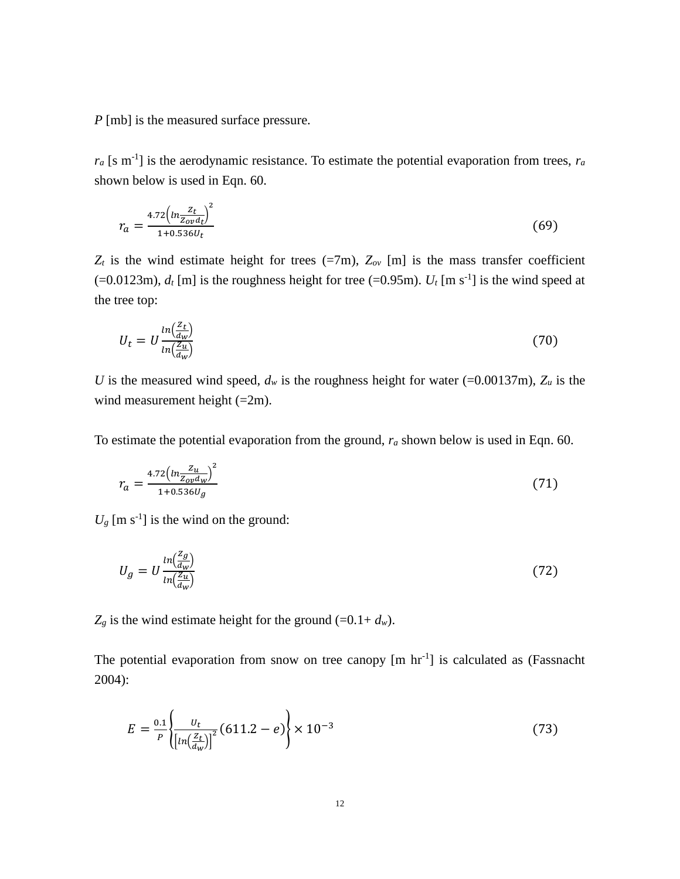$P$ [mb] is the measured surface pressure.

$r_a$ [s m$^{-1}$] is the aerodynamic resistance. To estimate the potential evaporation from trees, $r_a$ shown below is used in Eqn. 60.

$$r_a = \frac{4.72\left(ln\frac{Z_t}{Z_{ov}d_t}\right)^2}{1+0.536U_t} \tag{69}$$

$Z_t$ is the wind estimate height for trees (=7m), $Z_{ov}$ [m] is the mass transfer coefficient (=0.0123m), $d_t$ [m] is the roughness height for tree (=0.95m). $U_t$ [m s$^{-1}$] is the wind speed at the tree top:

$$U_t = U\frac{ln\left(\frac{Z_t}{d_w}\right)}{ln\left(\frac{Z_u}{d_w}\right)} \tag{70}$$

$U$ is the measured wind speed, $d_w$ is the roughness height for water (=0.00137m), $Z_u$ is the wind measurement height (=2m).

To estimate the potential evaporation from the ground, $r_a$ shown below is used in Eqn. 60.

$$r_a = \frac{4.72\left(ln\frac{Z_u}{Z_{ov}d_w}\right)^2}{1+0.536U_g} \tag{71}$$

$U_g$ [m s$^{-1}$] is the wind on the ground:

$$U_g = U\frac{ln\left(\frac{Z_g}{d_w}\right)}{ln\left(\frac{Z_u}{d_w}\right)} \tag{72}$$

$Z_g$ is the wind estimate height for the ground (=0.1+ $d_w$).

The potential evaporation from snow on tree canopy [m hr$^{-1}$] is calculated as (Fassnacht 2004):

$$E = \frac{0.1}{P}\left\{\frac{U_t}{\left[ln\left(\frac{Z_t}{d_w}\right)\right]^2}(611.2 - e)\right\} \times 10^{-3} \tag{73}$$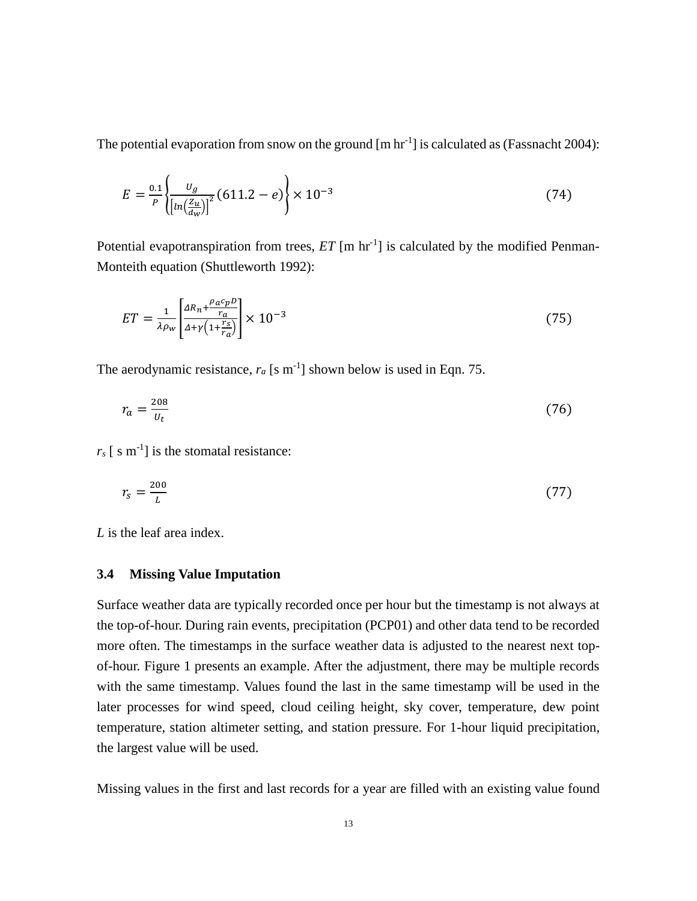The potential evaporation from snow on the ground [m hr$^{-1}$] is calculated as (Fassnacht 2004):

$$E = \frac{0.1}{P}\left\{\frac{U_g}{\left[ln\left(\frac{z_u}{d_w}\right)\right]^2}(611.2 - e)\right\} \times 10^{-3} \tag{74}$$

Potential evapotranspiration from trees, *ET* [m hr$^{-1}$] is calculated by the modified Penman-Monteith equation (Shuttleworth 1992):

$$ET = \frac{1}{\lambda \rho_w}\left[\frac{\Delta R_n + \frac{\rho_a c_p D}{r_a}}{\Delta + \gamma\left(1 + \frac{r_s}{r_a}\right)}\right] \times 10^{-3} \tag{75}$$

The aerodynamic resistance, $r_a$ [s m$^{-1}$] shown below is used in Eqn. 75.

$$r_a = \frac{208}{U_t} \tag{76}$$

$r_s$ [ s m$^{-1}$] is the stomatal resistance:

$$r_s = \frac{200}{L} \tag{77}$$

*L* is the leaf area index.

### 3.4 Missing Value Imputation

Surface weather data are typically recorded once per hour but the timestamp is not always at the top-of-hour. During rain events, precipitation (PCP01) and other data tend to be recorded more often. The timestamps in the surface weather data is adjusted to the nearest next top-of-hour. Figure 1 presents an example. After the adjustment, there may be multiple records with the same timestamp. Values found the last in the same timestamp will be used in the later processes for wind speed, cloud ceiling height, sky cover, temperature, dew point temperature, station altimeter setting, and station pressure. For 1-hour liquid precipitation, the largest value will be used.

Missing values in the first and last records for a year are filled with an existing value found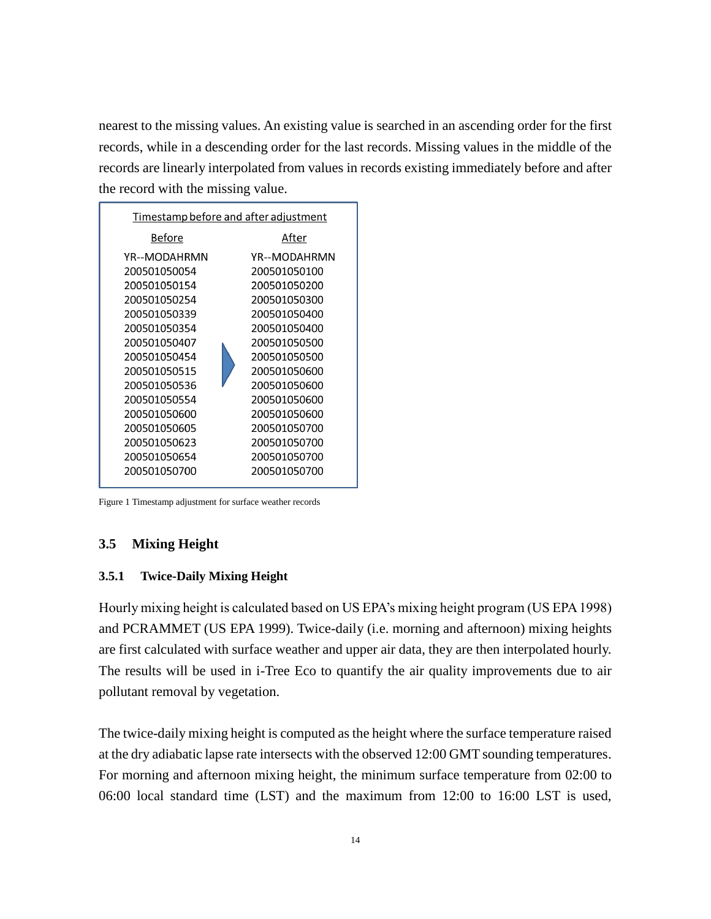nearest to the missing values. An existing value is searched in an ascending order for the first records, while in a descending order for the last records. Missing values in the middle of the records are linearly interpolated from values in records existing immediately before and after the record with the missing value.

Timestamp before and after adjustment

| Before | After |
|---|---|
| YR--MODAHRMN | YR--MODAHRMN |
| 200501050054 | 200501050100 |
| 200501050154 | 200501050200 |
| 200501050254 | 200501050300 |
| 200501050339 | 200501050400 |
| 200501050354 | 200501050400 |
| 200501050407 | 200501050500 |
| 200501050454 | 200501050500 |
| 200501050515 | 200501050600 |
| 200501050536 | 200501050600 |
| 200501050554 | 200501050600 |
| 200501050600 | 200501050600 |
| 200501050605 | 200501050700 |
| 200501050623 | 200501050700 |
| 200501050654 | 200501050700 |
| 200501050700 | 200501050700 |

Figure 1 Timestamp adjustment for surface weather records

## 3.5 Mixing Height

### 3.5.1 Twice-Daily Mixing Height

Hourly mixing height is calculated based on US EPA's mixing height program (US EPA 1998) and PCRAMMET (US EPA 1999). Twice-daily (i.e. morning and afternoon) mixing heights are first calculated with surface weather and upper air data, they are then interpolated hourly. The results will be used in i-Tree Eco to quantify the air quality improvements due to air pollutant removal by vegetation.

The twice-daily mixing height is computed as the height where the surface temperature raised at the dry adiabatic lapse rate intersects with the observed 12:00 GMT sounding temperatures. For morning and afternoon mixing height, the minimum surface temperature from 02:00 to 06:00 local standard time (LST) and the maximum from 12:00 to 16:00 LST is used,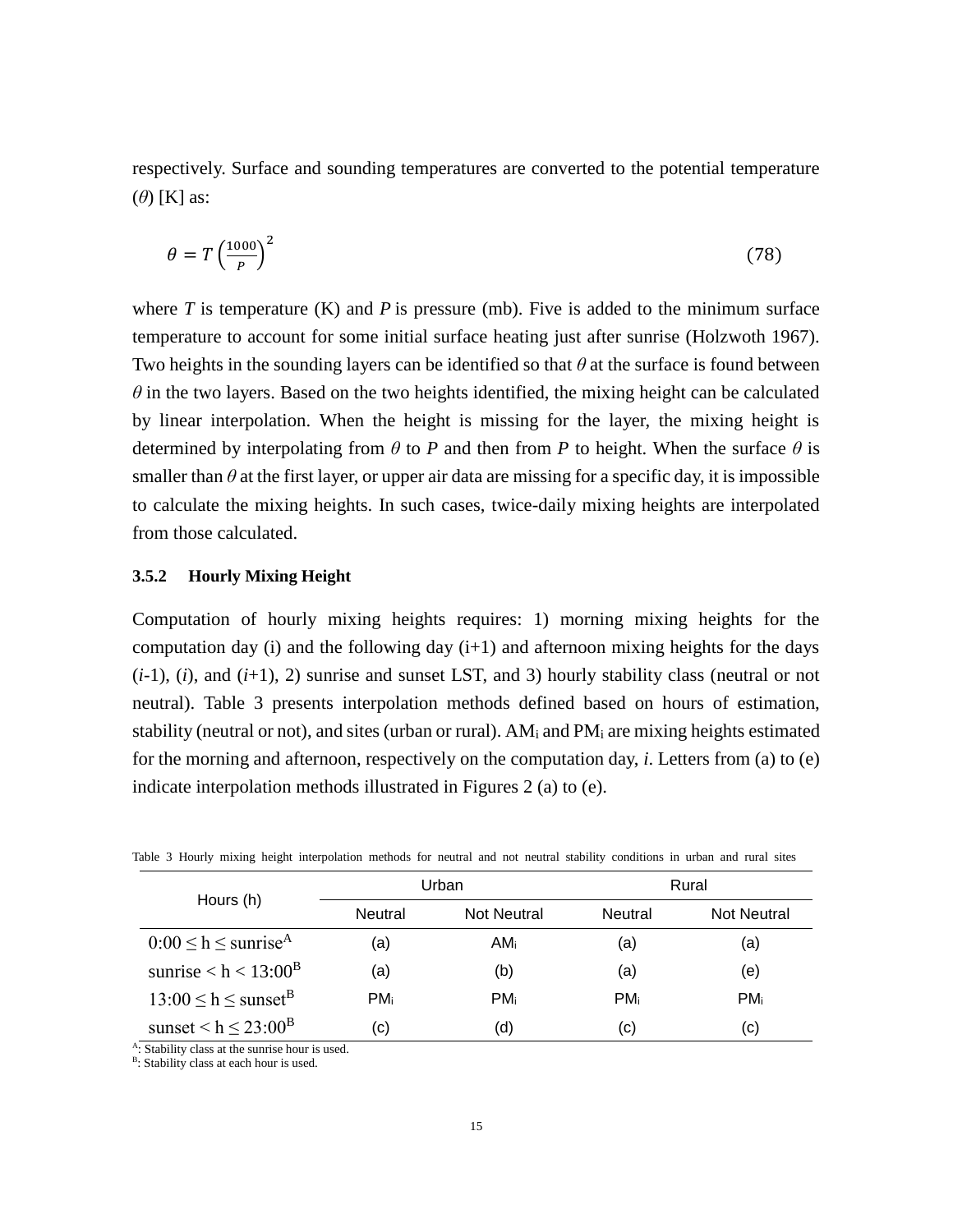respectively. Surface and sounding temperatures are converted to the potential temperature ($\theta$) [K] as:

$$\theta = T\left(\frac{1000}{P}\right)^2 \tag{78}$$

where $T$ is temperature (K) and $P$ is pressure (mb). Five is added to the minimum surface temperature to account for some initial surface heating just after sunrise (Holzwoth 1967). Two heights in the sounding layers can be identified so that $\theta$ at the surface is found between $\theta$ in the two layers. Based on the two heights identified, the mixing height can be calculated by linear interpolation. When the height is missing for the layer, the mixing height is determined by interpolating from $\theta$ to $P$ and then from $P$ to height. When the surface $\theta$ is smaller than $\theta$ at the first layer, or upper air data are missing for a specific day, it is impossible to calculate the mixing heights. In such cases, twice-daily mixing heights are interpolated from those calculated.

### 3.5.2 Hourly Mixing Height

Computation of hourly mixing heights requires: 1) morning mixing heights for the computation day (i) and the following day (i+1) and afternoon mixing heights for the days ($i$-1), ($i$), and ($i$+1), 2) sunrise and sunset LST, and 3) hourly stability class (neutral or not neutral). Table 3 presents interpolation methods defined based on hours of estimation, stability (neutral or not), and sites (urban or rural). $AM_i$ and $PM_i$ are mixing heights estimated for the morning and afternoon, respectively on the computation day, $i$. Letters from (a) to (e) indicate interpolation methods illustrated in Figures 2 (a) to (e).

Table 3 Hourly mixing height interpolation methods for neutral and not neutral stability conditions in urban and rural sites

| Hours (h) | Urban | | Rural | |
|---|---|---|---|---|
| | Neutral | Not Neutral | Neutral | Not Neutral |
| $0{:}00 \leq h \leq$ sunrise[A] | (a) | $AM_i$ | (a) | (a) |
| sunrise $< h <$ 13:00[B] | (a) | (b) | (a) | (e) |
| $13{:}00 \leq h \leq$ sunset[B] | $PM_i$ | $PM_i$ | $PM_i$ | $PM_i$ |
| sunset $< h \leq$ 23:00[B] | (c) | (d) | (c) | (c) |

[A]: Stability class at the sunrise hour is used.
[B]: Stability class at each hour is used.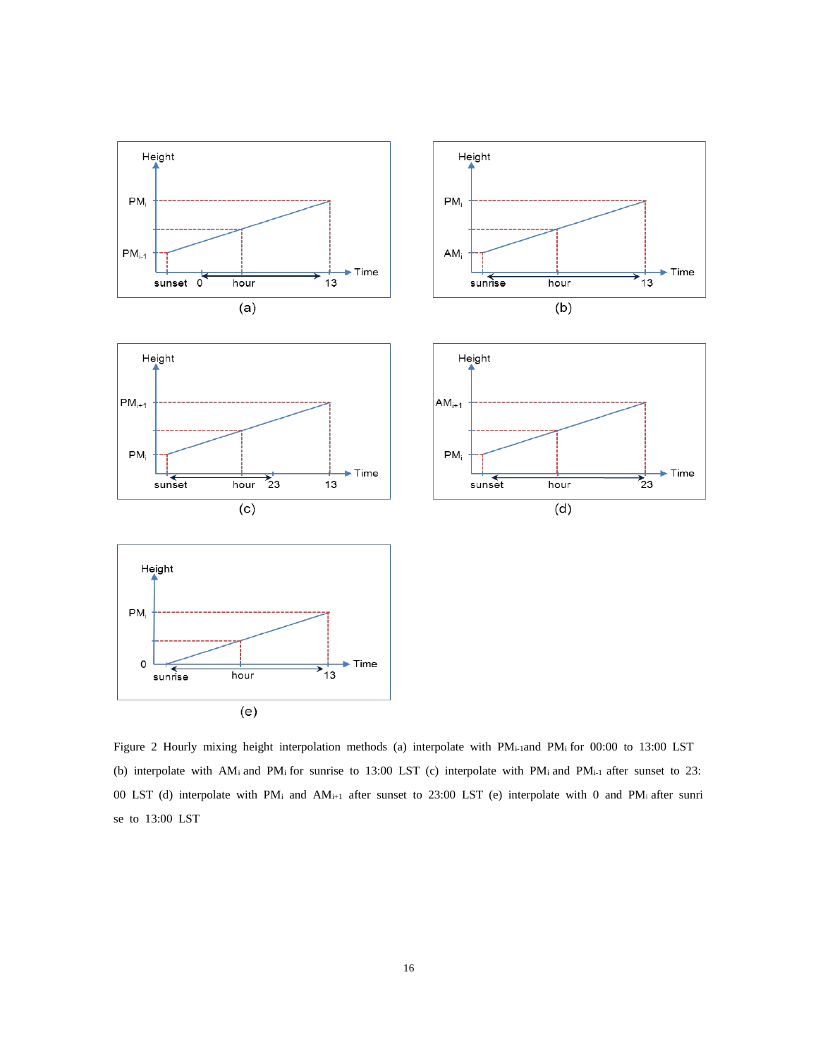Figure 2 Hourly mixing height interpolation methods (a) interpolate with $PM_{i-1}$ and $PM_i$ for 00:00 to 13:00 LST (b) interpolate with $AM_i$ and $PM_i$ for sunrise to 13:00 LST (c) interpolate with $PM_i$ and $PM_{i-1}$ after sunset to 23:00 LST (d) interpolate with $PM_i$ and $AM_{i+1}$ after sunset to 23:00 LST (e) interpolate with 0 and $PM_i$ after sunrise to 13:00 LST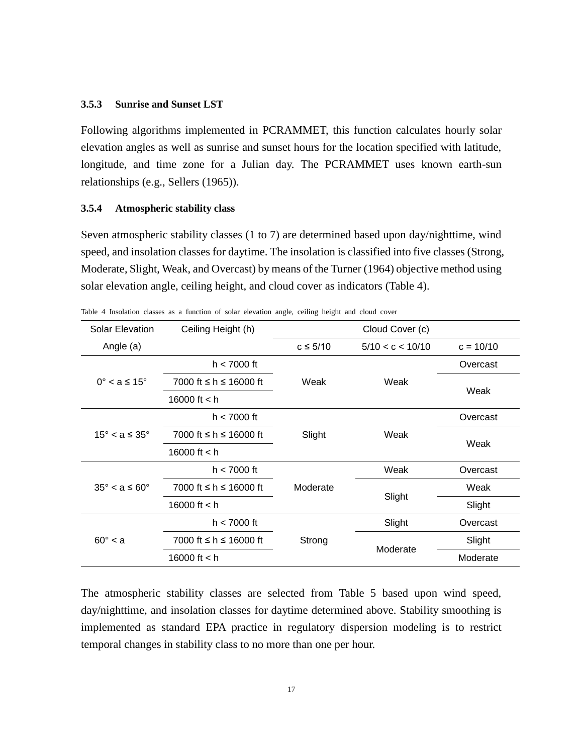### 3.5.3 Sunrise and Sunset LST

Following algorithms implemented in PCRAMMET, this function calculates hourly solar elevation angles as well as sunrise and sunset hours for the location specified with latitude, longitude, and time zone for a Julian day. The PCRAMMET uses known earth-sun relationships (e.g., Sellers (1965)).

### 3.5.4 Atmospheric stability class

Seven atmospheric stability classes (1 to 7) are determined based upon day/nighttime, wind speed, and insolation classes for daytime. The insolation is classified into five classes (Strong, Moderate, Slight, Weak, and Overcast) by means of the Turner (1964) objective method using solar elevation angle, ceiling height, and cloud cover as indicators (Table 4).

Table 4 Insolation classes as a function of solar elevation angle, ceiling height and cloud cover

| Solar Elevation Angle (a) | Ceiling Height (h) | Cloud Cover (c) | | |
|---|---|---|---|---|
| | | c ≤ 5/10 | 5/10 < c < 10/10 | c = 10/10 |
| 0° < a ≤ 15° | h < 7000 ft | Weak | Weak | Overcast |
| | 7000 ft ≤ h ≤ 16000 ft | | | Weak |
| | 16000 ft < h | | | |
| 15° < a ≤ 35° | h < 7000 ft | Slight | Weak | Overcast |
| | 7000 ft ≤ h ≤ 16000 ft | | | Weak |
| | 16000 ft < h | | | |
| 35° < a ≤ 60° | h < 7000 ft | Moderate | Weak | Overcast |
| | 7000 ft ≤ h ≤ 16000 ft | | Slight | Weak |
| | 16000 ft < h | | | Slight |
| 60° < a | h < 7000 ft | Strong | Slight | Overcast |
| | 7000 ft ≤ h ≤ 16000 ft | | Moderate | Slight |
| | 16000 ft < h | | | Moderate |

The atmospheric stability classes are selected from Table 5 based upon wind speed, day/nighttime, and insolation classes for daytime determined above. Stability smoothing is implemented as standard EPA practice in regulatory dispersion modeling is to restrict temporal changes in stability class to no more than one per hour.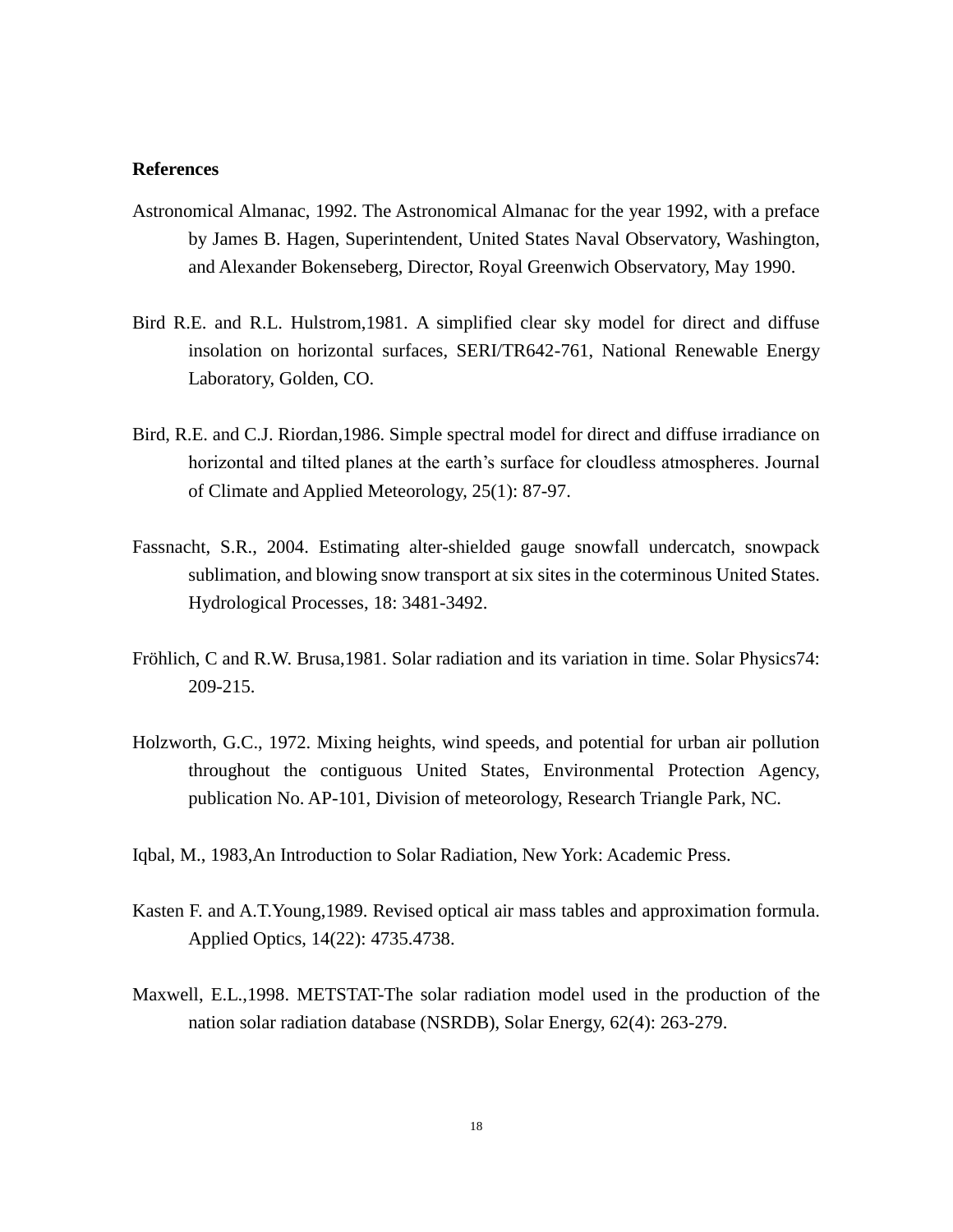**References**

Astronomical Almanac, 1992. The Astronomical Almanac for the year 1992, with a preface by James B. Hagen, Superintendent, United States Naval Observatory, Washington, and Alexander Bokenseberg, Director, Royal Greenwich Observatory, May 1990.

Bird R.E. and R.L. Hulstrom,1981. A simplified clear sky model for direct and diffuse insolation on horizontal surfaces, SERI/TR642-761, National Renewable Energy Laboratory, Golden, CO.

Bird, R.E. and C.J. Riordan,1986. Simple spectral model for direct and diffuse irradiance on horizontal and tilted planes at the earth's surface for cloudless atmospheres. Journal of Climate and Applied Meteorology, 25(1): 87-97.

Fassnacht, S.R., 2004. Estimating alter-shielded gauge snowfall undercatch, snowpack sublimation, and blowing snow transport at six sites in the coterminous United States. Hydrological Processes, 18: 3481-3492.

Fröhlich, C and R.W. Brusa,1981. Solar radiation and its variation in time. Solar Physics74: 209-215.

Holzworth, G.C., 1972. Mixing heights, wind speeds, and potential for urban air pollution throughout the contiguous United States, Environmental Protection Agency, publication No. AP-101, Division of meteorology, Research Triangle Park, NC.

Iqbal, M., 1983,An Introduction to Solar Radiation, New York: Academic Press.

Kasten F. and A.T.Young,1989. Revised optical air mass tables and approximation formula. Applied Optics, 14(22): 4735.4738.

Maxwell, E.L.,1998. METSTAT-The solar radiation model used in the production of the nation solar radiation database (NSRDB), Solar Energy, 62(4): 263-279.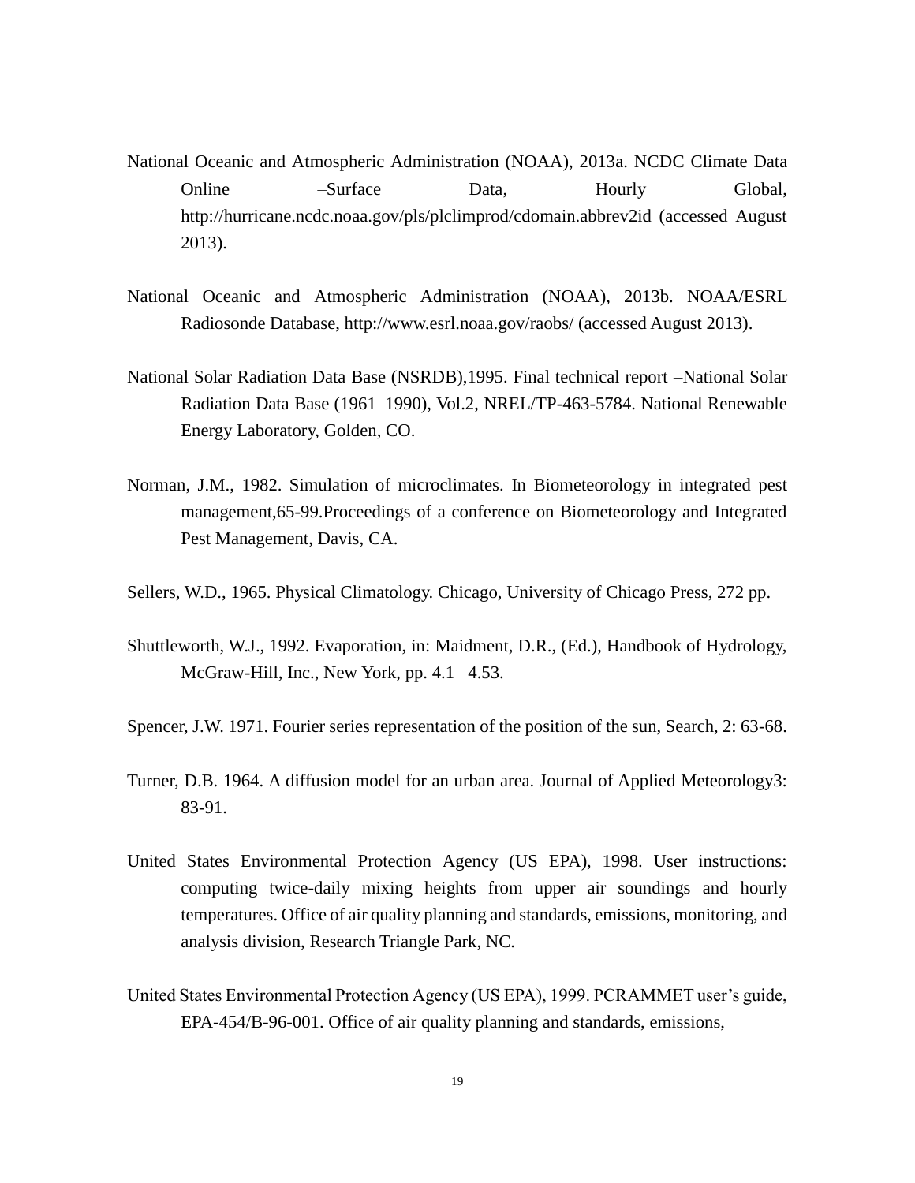National Oceanic and Atmospheric Administration (NOAA), 2013a. NCDC Climate Data Online –Surface Data, Hourly Global, http://hurricane.ncdc.noaa.gov/pls/plclimprod/cdomain.abbrev2id (accessed August 2013).

National Oceanic and Atmospheric Administration (NOAA), 2013b. NOAA/ESRL Radiosonde Database, http://www.esrl.noaa.gov/raobs/ (accessed August 2013).

National Solar Radiation Data Base (NSRDB),1995. Final technical report –National Solar Radiation Data Base (1961–1990), Vol.2, NREL/TP-463-5784. National Renewable Energy Laboratory, Golden, CO.

Norman, J.M., 1982. Simulation of microclimates. In Biometeorology in integrated pest management,65-99.Proceedings of a conference on Biometeorology and Integrated Pest Management, Davis, CA.

Sellers, W.D., 1965. Physical Climatology. Chicago, University of Chicago Press, 272 pp.

Shuttleworth, W.J., 1992. Evaporation, in: Maidment, D.R., (Ed.), Handbook of Hydrology, McGraw-Hill, Inc., New York, pp. 4.1 –4.53.

Spencer, J.W. 1971. Fourier series representation of the position of the sun, Search, 2: 63-68.

Turner, D.B. 1964. A diffusion model for an urban area. Journal of Applied Meteorology3: 83-91.

United States Environmental Protection Agency (US EPA), 1998. User instructions: computing twice-daily mixing heights from upper air soundings and hourly temperatures. Office of air quality planning and standards, emissions, monitoring, and analysis division, Research Triangle Park, NC.

United States Environmental Protection Agency (US EPA), 1999. PCRAMMET user's guide, EPA-454/B-96-001. Office of air quality planning and standards, emissions,